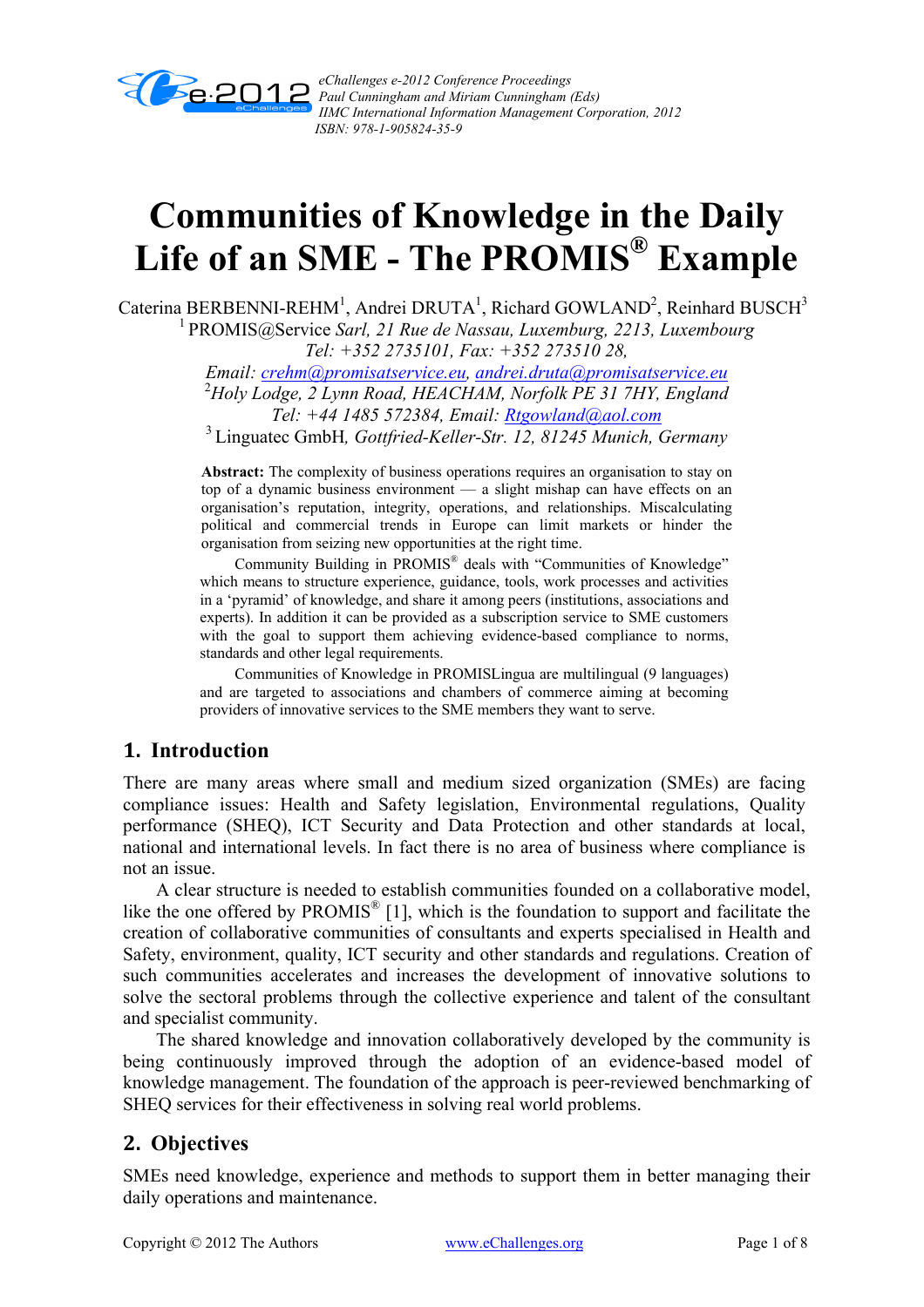# Communities of Knowledge in the Daily Life of an SME - The PROMIS® Example

Caterina BERBENNI-REHM[1], Andrei DRUTA[1], Richard GOWLAND[2], Reinhard BUSCH[3]

[1] PROMIS@Service *Sarl, 21 Rue de Nassau, Luxemburg, 2213, Luxembourg*
*Tel: +352 2735101, Fax: +352 273510 28,*
*Email: crehm@promisatservice.eu, andrei.druta@promisatservice.eu*

[2]*Holy Lodge, 2 Lynn Road, HEACHAM, Norfolk PE 31 7HY, England*
*Tel: +44 1485 572384, Email: Rtgowland@aol.com*

[3] Linguatec GmbH, *Gottfried-Keller-Str. 12, 81245 Munich, Germany*

**Abstract:** The complexity of business operations requires an organisation to stay on top of a dynamic business environment — a slight mishap can have effects on an organisation's reputation, integrity, operations, and relationships. Miscalculating political and commercial trends in Europe can limit markets or hinder the organisation from seizing new opportunities at the right time.

Community Building in PROMIS® deals with "Communities of Knowledge" which means to structure experience, guidance, tools, work processes and activities in a 'pyramid' of knowledge, and share it among peers (institutions, associations and experts). In addition it can be provided as a subscription service to SME customers with the goal to support them achieving evidence-based compliance to norms, standards and other legal requirements.

Communities of Knowledge in PROMISLingua are multilingual (9 languages) and are targeted to associations and chambers of commerce aiming at becoming providers of innovative services to the SME members they want to serve.

## 1. Introduction

There are many areas where small and medium sized organization (SMEs) are facing compliance issues: Health and Safety legislation, Environmental regulations, Quality performance (SHEQ), ICT Security and Data Protection and other standards at local, national and international levels. In fact there is no area of business where compliance is not an issue.

A clear structure is needed to establish communities founded on a collaborative model, like the one offered by PROMIS® [1], which is the foundation to support and facilitate the creation of collaborative communities of consultants and experts specialised in Health and Safety, environment, quality, ICT security and other standards and regulations. Creation of such communities accelerates and increases the development of innovative solutions to solve the sectoral problems through the collective experience and talent of the consultant and specialist community.

The shared knowledge and innovation collaboratively developed by the community is being continuously improved through the adoption of an evidence-based model of knowledge management. The foundation of the approach is peer-reviewed benchmarking of SHEQ services for their effectiveness in solving real world problems.

## 2. Objectives

SMEs need knowledge, experience and methods to support them in better managing their daily operations and maintenance.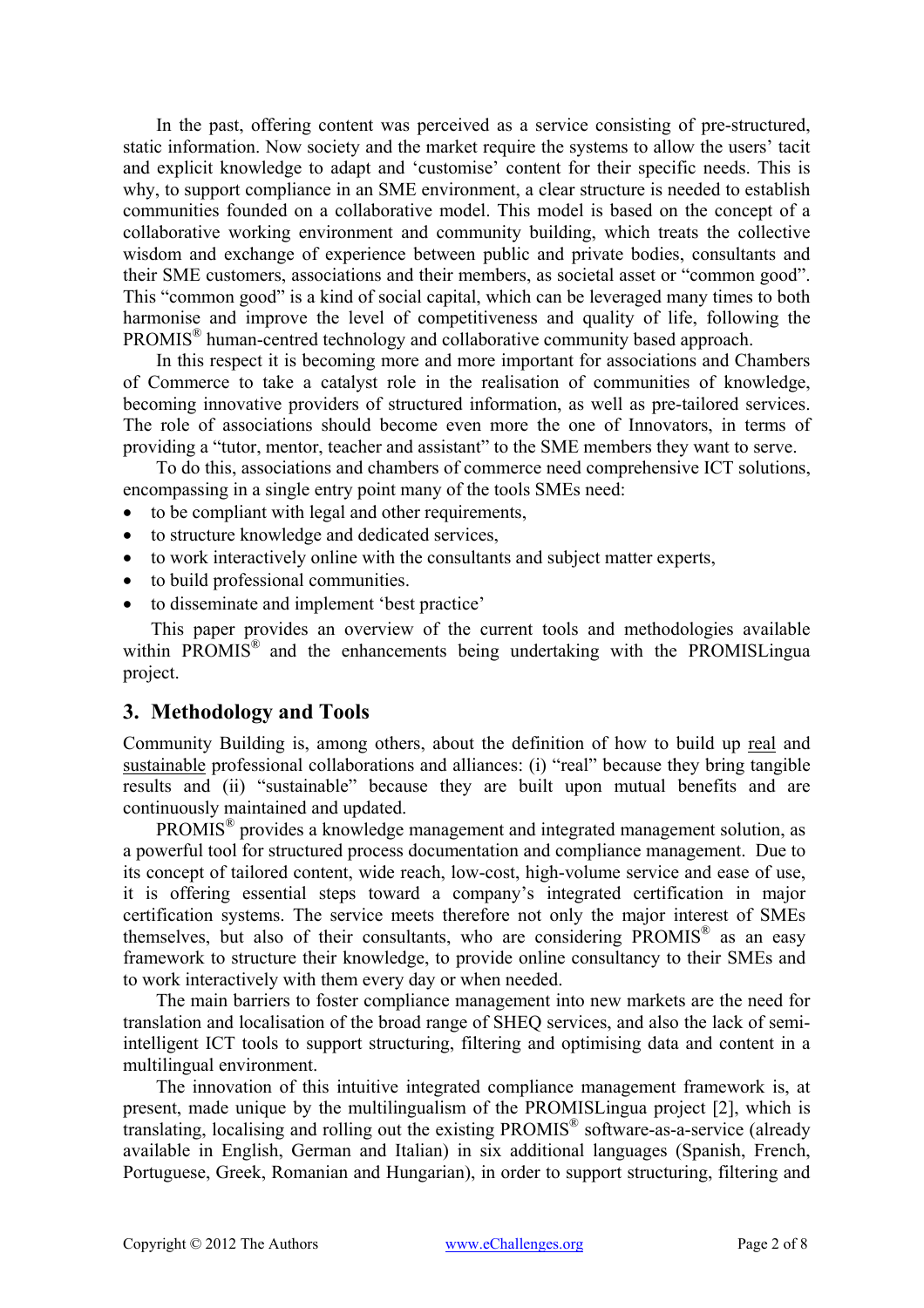In the past, offering content was perceived as a service consisting of pre-structured, static information. Now society and the market require the systems to allow the users' tacit and explicit knowledge to adapt and 'customise' content for their specific needs. This is why, to support compliance in an SME environment, a clear structure is needed to establish communities founded on a collaborative model. This model is based on the concept of a collaborative working environment and community building, which treats the collective wisdom and exchange of experience between public and private bodies, consultants and their SME customers, associations and their members, as societal asset or "common good". This "common good" is a kind of social capital, which can be leveraged many times to both harmonise and improve the level of competitiveness and quality of life, following the PROMIS® human-centred technology and collaborative community based approach.

In this respect it is becoming more and more important for associations and Chambers of Commerce to take a catalyst role in the realisation of communities of knowledge, becoming innovative providers of structured information, as well as pre-tailored services. The role of associations should become even more the one of Innovators, in terms of providing a "tutor, mentor, teacher and assistant" to the SME members they want to serve.

To do this, associations and chambers of commerce need comprehensive ICT solutions, encompassing in a single entry point many of the tools SMEs need:

- to be compliant with legal and other requirements,
- to structure knowledge and dedicated services,
- to work interactively online with the consultants and subject matter experts,
- to build professional communities.
- to disseminate and implement 'best practice'

This paper provides an overview of the current tools and methodologies available within PROMIS® and the enhancements being undertaking with the PROMISLingua project.

## 3. Methodology and Tools

Community Building is, among others, about the definition of how to build up real and sustainable professional collaborations and alliances: (i) "real" because they bring tangible results and (ii) "sustainable" because they are built upon mutual benefits and are continuously maintained and updated.

PROMIS® provides a knowledge management and integrated management solution, as a powerful tool for structured process documentation and compliance management. Due to its concept of tailored content, wide reach, low-cost, high-volume service and ease of use, it is offering essential steps toward a company's integrated certification in major certification systems. The service meets therefore not only the major interest of SMEs themselves, but also of their consultants, who are considering PROMIS® as an easy framework to structure their knowledge, to provide online consultancy to their SMEs and to work interactively with them every day or when needed.

The main barriers to foster compliance management into new markets are the need for translation and localisation of the broad range of SHEQ services, and also the lack of semi-intelligent ICT tools to support structuring, filtering and optimising data and content in a multilingual environment.

The innovation of this intuitive integrated compliance management framework is, at present, made unique by the multilingualism of the PROMISLingua project [2], which is translating, localising and rolling out the existing PROMIS® software-as-a-service (already available in English, German and Italian) in six additional languages (Spanish, French, Portuguese, Greek, Romanian and Hungarian), in order to support structuring, filtering and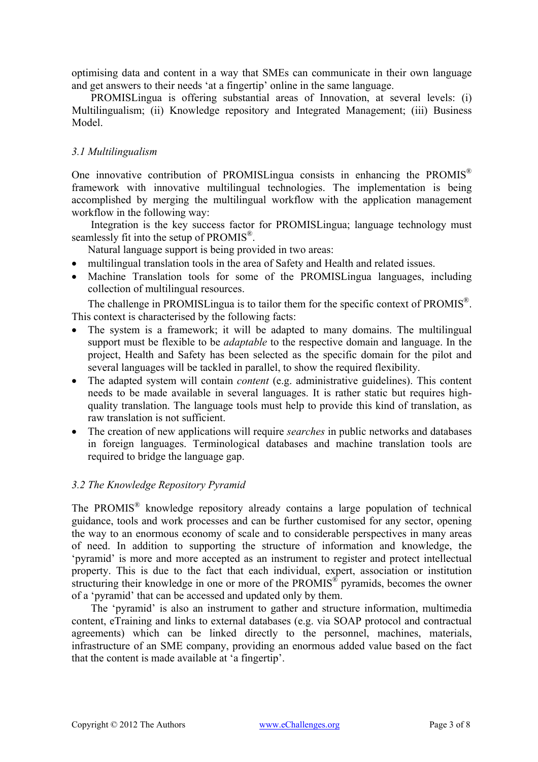optimising data and content in a way that SMEs can communicate in their own language and get answers to their needs 'at a fingertip' online in the same language.

PROMISLingua is offering substantial areas of Innovation, at several levels: (i) Multilingualism; (ii) Knowledge repository and Integrated Management; (iii) Business Model.

### *3.1 Multilingualism*

One innovative contribution of PROMISLingua consists in enhancing the PROMIS® framework with innovative multilingual technologies. The implementation is being accomplished by merging the multilingual workflow with the application management workflow in the following way:

Integration is the key success factor for PROMISLingua; language technology must seamlessly fit into the setup of PROMIS®.

Natural language support is being provided in two areas:

- multilingual translation tools in the area of Safety and Health and related issues.
- Machine Translation tools for some of the PROMISLingua languages, including collection of multilingual resources.

The challenge in PROMISLingua is to tailor them for the specific context of PROMIS®. This context is characterised by the following facts:

- The system is a framework; it will be adapted to many domains. The multilingual support must be flexible to be *adaptable* to the respective domain and language. In the project, Health and Safety has been selected as the specific domain for the pilot and several languages will be tackled in parallel, to show the required flexibility.
- The adapted system will contain *content* (e.g. administrative guidelines). This content needs to be made available in several languages. It is rather static but requires high-quality translation. The language tools must help to provide this kind of translation, as raw translation is not sufficient.
- The creation of new applications will require *searches* in public networks and databases in foreign languages. Terminological databases and machine translation tools are required to bridge the language gap.

### *3.2 The Knowledge Repository Pyramid*

The PROMIS® knowledge repository already contains a large population of technical guidance, tools and work processes and can be further customised for any sector, opening the way to an enormous economy of scale and to considerable perspectives in many areas of need. In addition to supporting the structure of information and knowledge, the 'pyramid' is more and more accepted as an instrument to register and protect intellectual property. This is due to the fact that each individual, expert, association or institution structuring their knowledge in one or more of the PROMIS® pyramids, becomes the owner of a 'pyramid' that can be accessed and updated only by them.

The 'pyramid' is also an instrument to gather and structure information, multimedia content, eTraining and links to external databases (e.g. via SOAP protocol and contractual agreements) which can be linked directly to the personnel, machines, materials, infrastructure of an SME company, providing an enormous added value based on the fact that the content is made available at 'a fingertip'.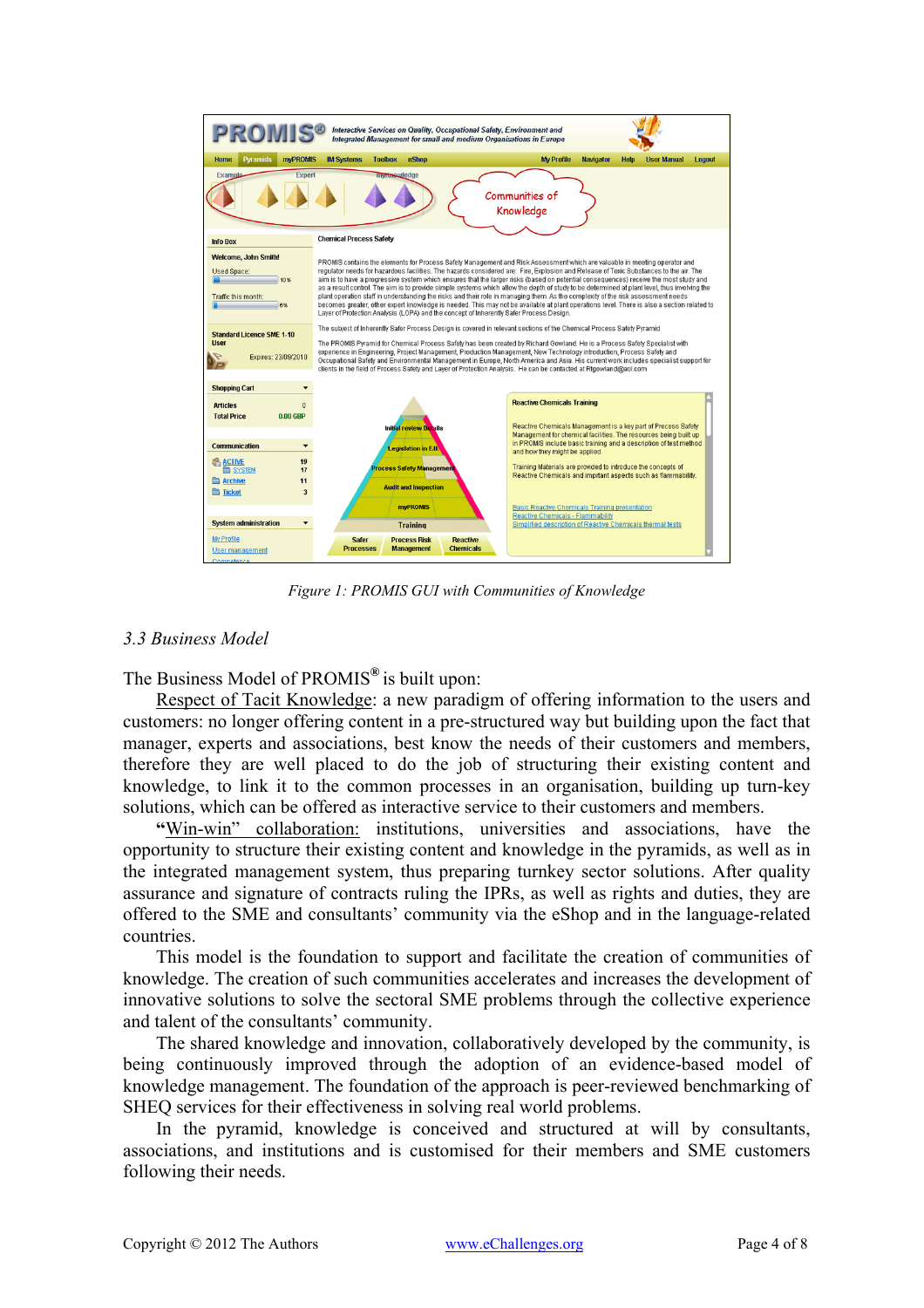Figure 1: PROMIS GUI with Communities of Knowledge

### 3.3 Business Model

The Business Model of PROMIS® is built upon:

Respect of Tacit Knowledge: a new paradigm of offering information to the users and customers: no longer offering content in a pre-structured way but building upon the fact that manager, experts and associations, best know the needs of their customers and members, therefore they are well placed to do the job of structuring their existing content and knowledge, to link it to the common processes in an organisation, building up turn-key solutions, which can be offered as interactive service to their customers and members.

**"**Win-win" collaboration: institutions, universities and associations, have the opportunity to structure their existing content and knowledge in the pyramids, as well as in the integrated management system, thus preparing turnkey sector solutions. After quality assurance and signature of contracts ruling the IPRs, as well as rights and duties, they are offered to the SME and consultants' community via the eShop and in the language-related countries.

This model is the foundation to support and facilitate the creation of communities of knowledge. The creation of such communities accelerates and increases the development of innovative solutions to solve the sectoral SME problems through the collective experience and talent of the consultants' community.

The shared knowledge and innovation, collaboratively developed by the community, is being continuously improved through the adoption of an evidence-based model of knowledge management. The foundation of the approach is peer-reviewed benchmarking of SHEQ services for their effectiveness in solving real world problems.

In the pyramid, knowledge is conceived and structured at will by consultants, associations, and institutions and is customised for their members and SME customers following their needs.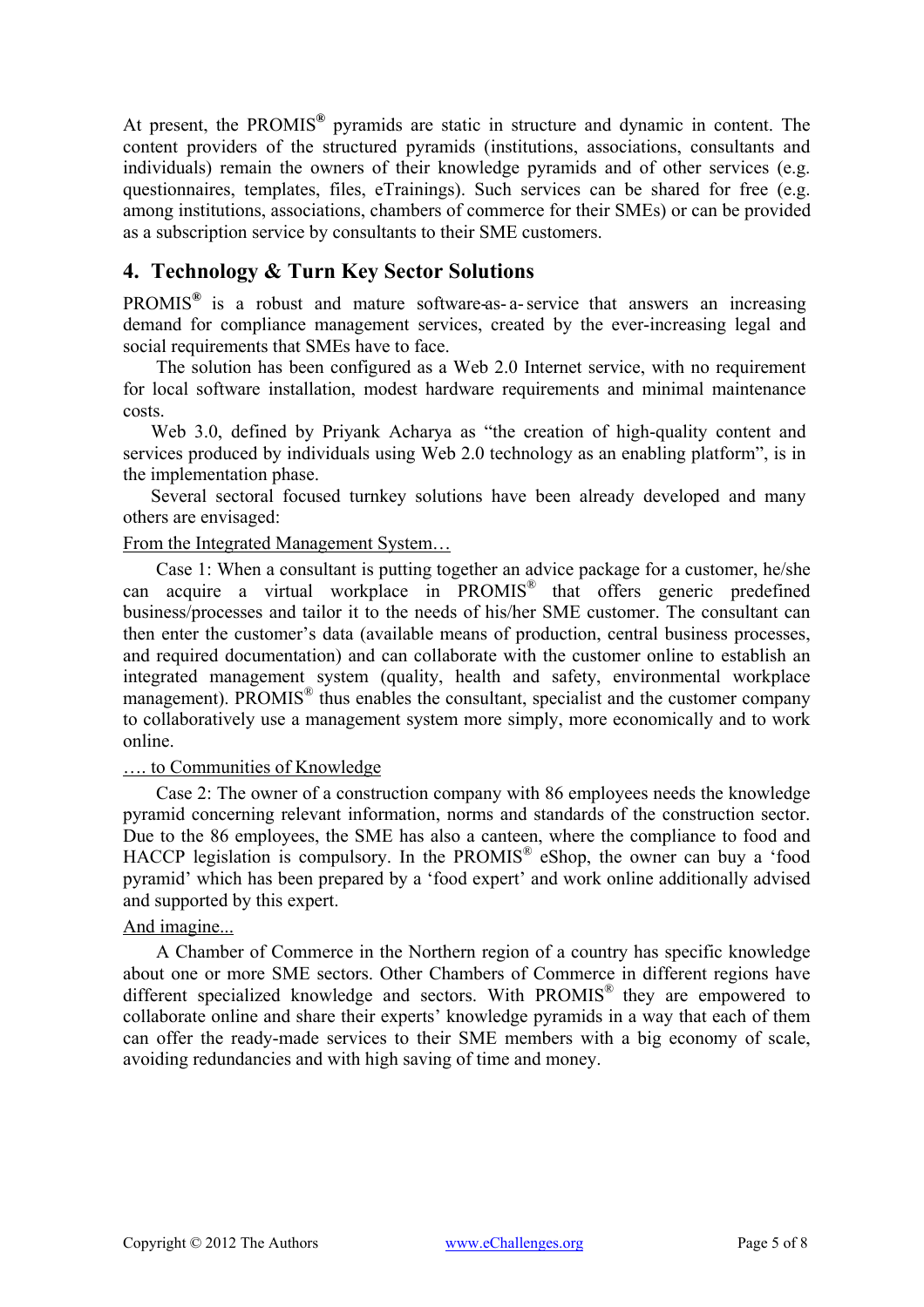At present, the PROMIS® pyramids are static in structure and dynamic in content. The content providers of the structured pyramids (institutions, associations, consultants and individuals) remain the owners of their knowledge pyramids and of other services (e.g. questionnaires, templates, files, eTrainings). Such services can be shared for free (e.g. among institutions, associations, chambers of commerce for their SMEs) or can be provided as a subscription service by consultants to their SME customers.

## 4. Technology & Turn Key Sector Solutions

PROMIS® is a robust and mature software-as-a-service that answers an increasing demand for compliance management services, created by the ever-increasing legal and social requirements that SMEs have to face.

The solution has been configured as a Web 2.0 Internet service, with no requirement for local software installation, modest hardware requirements and minimal maintenance costs.

Web 3.0, defined by Priyank Acharya as "the creation of high-quality content and services produced by individuals using Web 2.0 technology as an enabling platform", is in the implementation phase.

Several sectoral focused turnkey solutions have been already developed and many others are envisaged:

From the Integrated Management System…

Case 1: When a consultant is putting together an advice package for a customer, he/she can acquire a virtual workplace in PROMIS® that offers generic predefined business/processes and tailor it to the needs of his/her SME customer. The consultant can then enter the customer's data (available means of production, central business processes, and required documentation) and can collaborate with the customer online to establish an integrated management system (quality, health and safety, environmental workplace management). PROMIS® thus enables the consultant, specialist and the customer company to collaboratively use a management system more simply, more economically and to work online.

…. to Communities of Knowledge

Case 2: The owner of a construction company with 86 employees needs the knowledge pyramid concerning relevant information, norms and standards of the construction sector. Due to the 86 employees, the SME has also a canteen, where the compliance to food and HACCP legislation is compulsory. In the PROMIS® eShop, the owner can buy a 'food pyramid' which has been prepared by a 'food expert' and work online additionally advised and supported by this expert.

And imagine...

A Chamber of Commerce in the Northern region of a country has specific knowledge about one or more SME sectors. Other Chambers of Commerce in different regions have different specialized knowledge and sectors. With PROMIS® they are empowered to collaborate online and share their experts' knowledge pyramids in a way that each of them can offer the ready-made services to their SME members with a big economy of scale, avoiding redundancies and with high saving of time and money.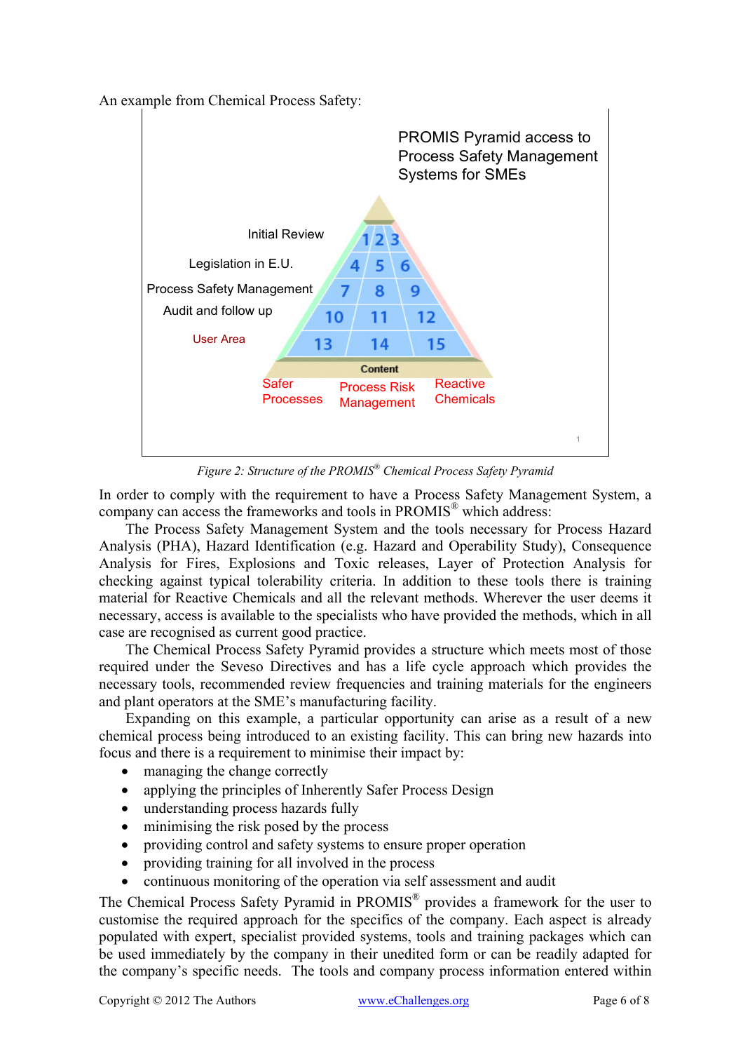An example from Chemical Process Safety:

PROMIS Pyramid access to Process Safety Management Systems for SMEs

Initial Review

Legislation in E.U.

Process Safety Management

Audit and follow up

User Area

1 2 3

4 5 6

7 8 9

10 11 12

13 14 15

Content

Safer Processes

Process Risk Management

Reactive Chemicals

*Figure 2: Structure of the PROMIS® Chemical Process Safety Pyramid*

In order to comply with the requirement to have a Process Safety Management System, a company can access the frameworks and tools in PROMIS® which address:

The Process Safety Management System and the tools necessary for Process Hazard Analysis (PHA), Hazard Identification (e.g. Hazard and Operability Study), Consequence Analysis for Fires, Explosions and Toxic releases, Layer of Protection Analysis for checking against typical tolerability criteria. In addition to these tools there is training material for Reactive Chemicals and all the relevant methods. Wherever the user deems it necessary, access is available to the specialists who have provided the methods, which in all case are recognised as current good practice.

The Chemical Process Safety Pyramid provides a structure which meets most of those required under the Seveso Directives and has a life cycle approach which provides the necessary tools, recommended review frequencies and training materials for the engineers and plant operators at the SME's manufacturing facility.

Expanding on this example, a particular opportunity can arise as a result of a new chemical process being introduced to an existing facility. This can bring new hazards into focus and there is a requirement to minimise their impact by:

- managing the change correctly
- applying the principles of Inherently Safer Process Design
- understanding process hazards fully
- minimising the risk posed by the process
- providing control and safety systems to ensure proper operation
- providing training for all involved in the process
- continuous monitoring of the operation via self assessment and audit

The Chemical Process Safety Pyramid in PROMIS® provides a framework for the user to customise the required approach for the specifics of the company. Each aspect is already populated with expert, specialist provided systems, tools and training packages which can be used immediately by the company in their unedited form or can be readily adapted for the company's specific needs. The tools and company process information entered within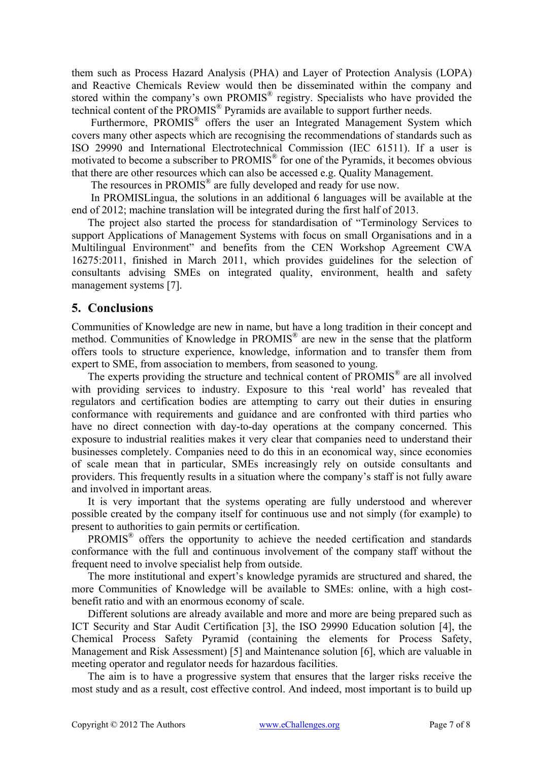them such as Process Hazard Analysis (PHA) and Layer of Protection Analysis (LOPA) and Reactive Chemicals Review would then be disseminated within the company and stored within the company's own PROMIS® registry. Specialists who have provided the technical content of the PROMIS® Pyramids are available to support further needs.

Furthermore, PROMIS® offers the user an Integrated Management System which covers many other aspects which are recognising the recommendations of standards such as ISO 29990 and International Electrotechnical Commission (IEC 61511). If a user is motivated to become a subscriber to PROMIS® for one of the Pyramids, it becomes obvious that there are other resources which can also be accessed e.g. Quality Management.

The resources in PROMIS® are fully developed and ready for use now.

In PROMISLingua, the solutions in an additional 6 languages will be available at the end of 2012; machine translation will be integrated during the first half of 2013.

The project also started the process for standardisation of "Terminology Services to support Applications of Management Systems with focus on small Organisations and in a Multilingual Environment" and benefits from the CEN Workshop Agreement CWA 16275:2011, finished in March 2011, which provides guidelines for the selection of consultants advising SMEs on integrated quality, environment, health and safety management systems [7].

## 5. Conclusions

Communities of Knowledge are new in name, but have a long tradition in their concept and method. Communities of Knowledge in PROMIS® are new in the sense that the platform offers tools to structure experience, knowledge, information and to transfer them from expert to SME, from association to members, from seasoned to young.

The experts providing the structure and technical content of PROMIS® are all involved with providing services to industry. Exposure to this 'real world' has revealed that regulators and certification bodies are attempting to carry out their duties in ensuring conformance with requirements and guidance and are confronted with third parties who have no direct connection with day-to-day operations at the company concerned. This exposure to industrial realities makes it very clear that companies need to understand their businesses completely. Companies need to do this in an economical way, since economies of scale mean that in particular, SMEs increasingly rely on outside consultants and providers. This frequently results in a situation where the company's staff is not fully aware and involved in important areas.

It is very important that the systems operating are fully understood and wherever possible created by the company itself for continuous use and not simply (for example) to present to authorities to gain permits or certification.

PROMIS® offers the opportunity to achieve the needed certification and standards conformance with the full and continuous involvement of the company staff without the frequent need to involve specialist help from outside.

The more institutional and expert's knowledge pyramids are structured and shared, the more Communities of Knowledge will be available to SMEs: online, with a high cost-benefit ratio and with an enormous economy of scale.

Different solutions are already available and more and more are being prepared such as ICT Security and Star Audit Certification [3], the ISO 29990 Education solution [4], the Chemical Process Safety Pyramid (containing the elements for Process Safety, Management and Risk Assessment) [5] and Maintenance solution [6], which are valuable in meeting operator and regulator needs for hazardous facilities.

The aim is to have a progressive system that ensures that the larger risks receive the most study and as a result, cost effective control. And indeed, most important is to build up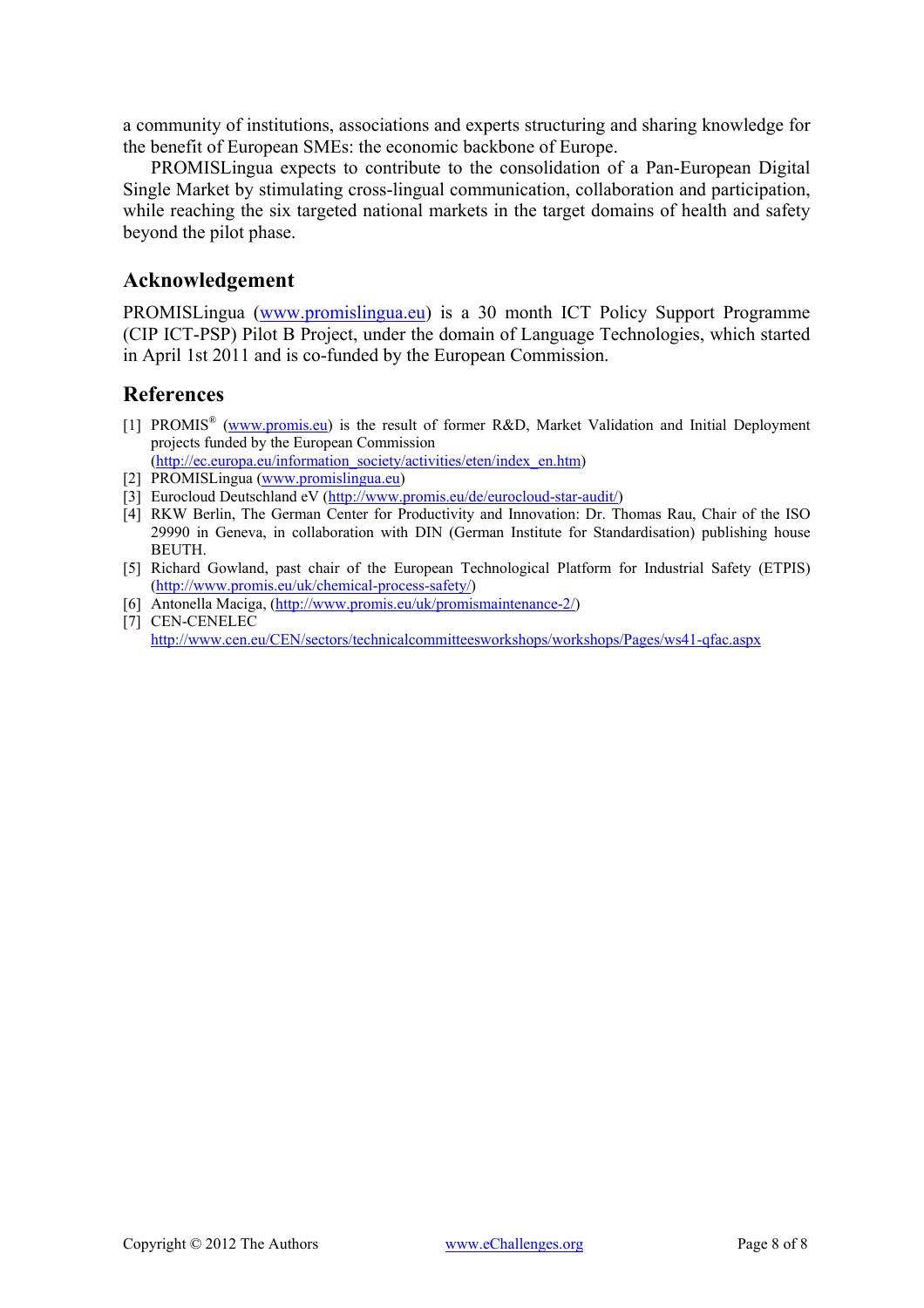a community of institutions, associations and experts structuring and sharing knowledge for the benefit of European SMEs: the economic backbone of Europe.

PROMISLingua expects to contribute to the consolidation of a Pan-European Digital Single Market by stimulating cross-lingual communication, collaboration and participation, while reaching the six targeted national markets in the target domains of health and safety beyond the pilot phase.

## Acknowledgement

PROMISLingua (www.promislingua.eu) is a 30 month ICT Policy Support Programme (CIP ICT-PSP) Pilot B Project, under the domain of Language Technologies, which started in April 1st 2011 and is co-funded by the European Commission.

## References

[1] PROMIS® (www.promis.eu) is the result of former R&D, Market Validation and Initial Deployment projects funded by the European Commission (http://ec.europa.eu/information_society/activities/eten/index_en.htm)

[2] PROMISLingua (www.promislingua.eu)

[3] Eurocloud Deutschland eV (http://www.promis.eu/de/eurocloud-star-audit/)

[4] RKW Berlin, The German Center for Productivity and Innovation: Dr. Thomas Rau, Chair of the ISO 29990 in Geneva, in collaboration with DIN (German Institute for Standardisation) publishing house BEUTH.

[5] Richard Gowland, past chair of the European Technological Platform for Industrial Safety (ETPIS) (http://www.promis.eu/uk/chemical-process-safety/)

[6] Antonella Maciga, (http://www.promis.eu/uk/promismaintenance-2/)

[7] CEN-CENELEC http://www.cen.eu/CEN/sectors/technicalcommitteesworkshops/workshops/Pages/ws41-qfac.aspx